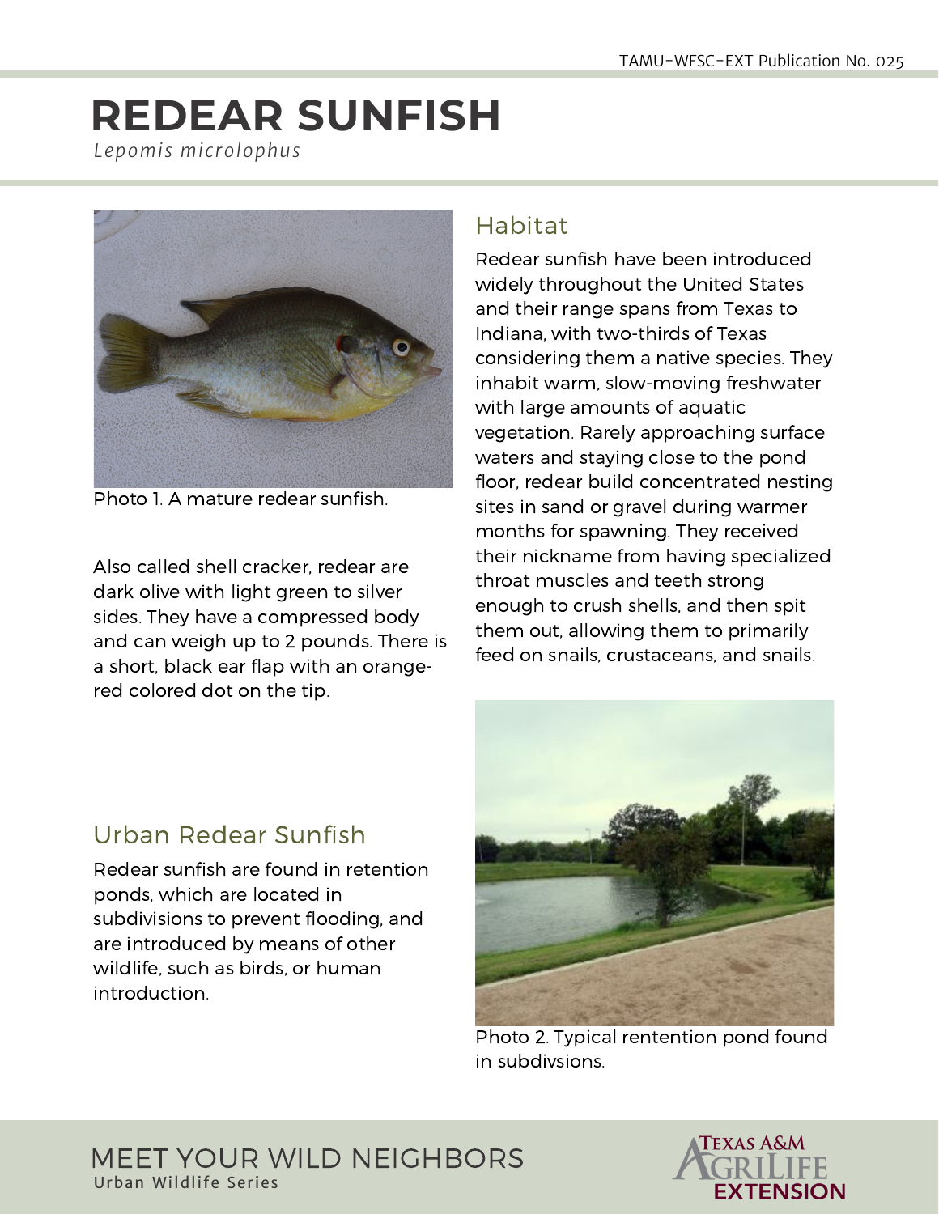# REDEAR SUNFISH

*Lepomis microlophus*

Photo 1. A mature redear sunfish.

Also called shell cracker, redear are dark olive with light green to silver sides. They have a compressed body and can weigh up to 2 pounds. There is a short, black ear flap with an orange-red colored dot on the tip.

## Habitat

Redear sunfish have been introduced widely throughout the United States and their range spans from Texas to Indiana, with two-thirds of Texas considering them a native species. They inhabit warm, slow-moving freshwater with large amounts of aquatic vegetation. Rarely approaching surface waters and staying close to the pond floor, redear build concentrated nesting sites in sand or gravel during warmer months for spawning. They received their nickname from having specialized throat muscles and teeth strong enough to crush shells, and then spit them out, allowing them to primarily feed on snails, crustaceans, and snails.

## Urban Redear Sunfish

Redear sunfish are found in retention ponds, which are located in subdivisions to prevent flooding, and are introduced by means of other wildlife, such as birds, or human introduction.

Photo 2. Typical rentention pond found in subdivsions.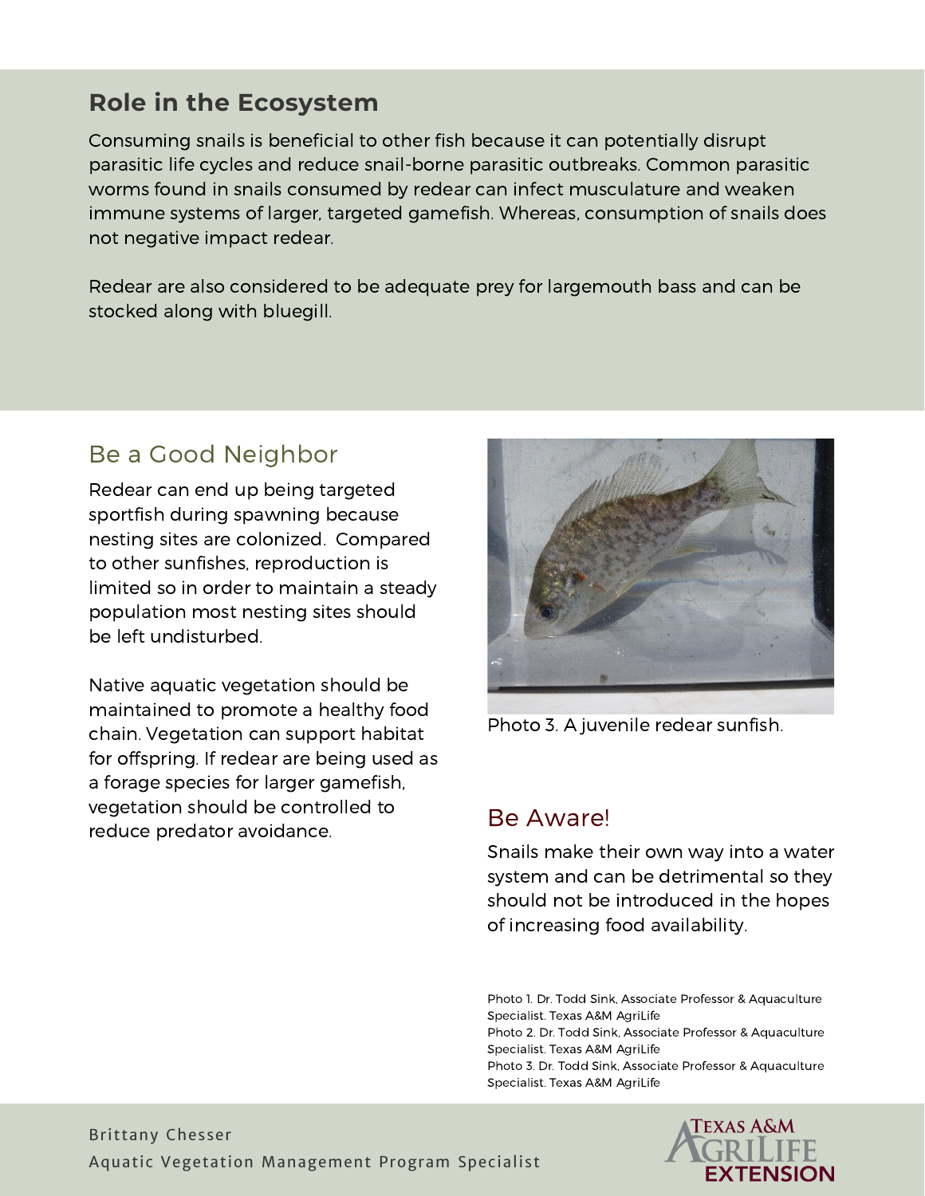## Role in the Ecosystem

Consuming snails is beneficial to other fish because it can potentially disrupt parasitic life cycles and reduce snail-borne parasitic outbreaks. Common parasitic worms found in snails consumed by redear can infect musculature and weaken immune systems of larger, targeted gamefish. Whereas, consumption of snails does not negative impact redear.

Redear are also considered to be adequate prey for largemouth bass and can be stocked along with bluegill.

## Be a Good Neighbor

Redear can end up being targeted sportfish during spawning because nesting sites are colonized. Compared to other sunfishes, reproduction is limited so in order to maintain a steady population most nesting sites should be left undisturbed.

Native aquatic vegetation should be maintained to promote a healthy food chain. Vegetation can support habitat for offspring. If redear are being used as a forage species for larger gamefish, vegetation should be controlled to reduce predator avoidance.

Photo 3. A juvenile redear sunfish.

## Be Aware!

Snails make their own way into a water system and can be detrimental so they should not be introduced in the hopes of increasing food availability.

Photo 1. Dr. Todd Sink, Associate Professor & Aquaculture Specialist. Texas A&M AgriLife
Photo 2. Dr. Todd Sink, Associate Professor & Aquaculture Specialist. Texas A&M AgriLife
Photo 3. Dr. Todd Sink, Associate Professor & Aquaculture Specialist. Texas A&M AgriLife

Brittany Chesser
Aquatic Vegetation Management Program Specialist

Texas A&M AgriLife Extension